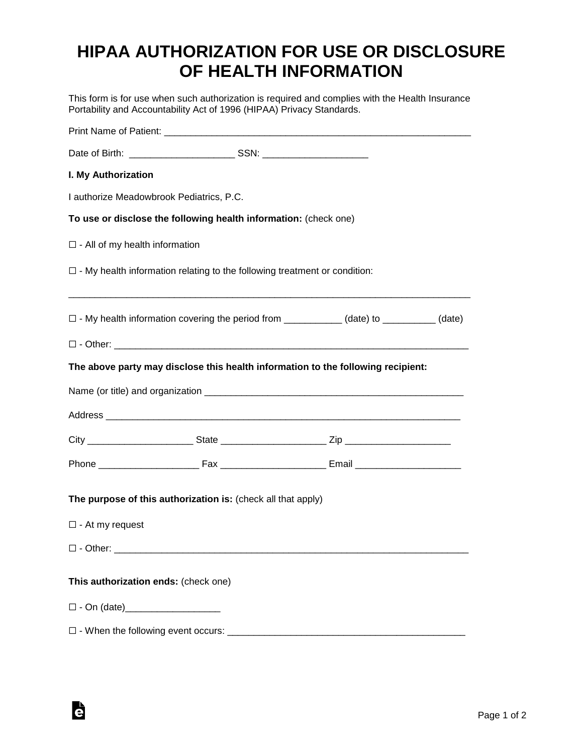# HIPAA AUTHORIZATION FOR USE OR DISCLOSURE OF HEALTH INFORMATION

This form is for use when such authorization is required and complies with the Health Insurance Portability and Accountability Act of 1996 (HIPAA) Privacy Standards.

Print Name of Patient: ____________________________________________________________

Date of Birth: ____________________ SSN: ____________________

**I. My Authorization**

I authorize Meadowbrook Pediatrics, P.C.

**To use or disclose the following health information:** (check one)

☐ - All of my health information

☐ - My health information relating to the following treatment or condition:

______________________________________________________________________________

☐ - My health information covering the period from ___________ (date) to __________ (date)

☐ - Other: ____________________________________________________________________

**The above party may disclose this health information to the following recipient:**

Name (or title) and organization ___________________________________________________

Address ______________________________________________________________________

City ____________________ State ____________________ Zip ____________________

Phone ___________________ Fax ____________________ Email ____________________

**The purpose of this authorization is:** (check all that apply)

☐ - At my request

☐ - Other: ____________________________________________________________________

**This authorization ends:** (check one)

☐ - On (date)__________________

☐ - When the following event occurs: _______________________________________________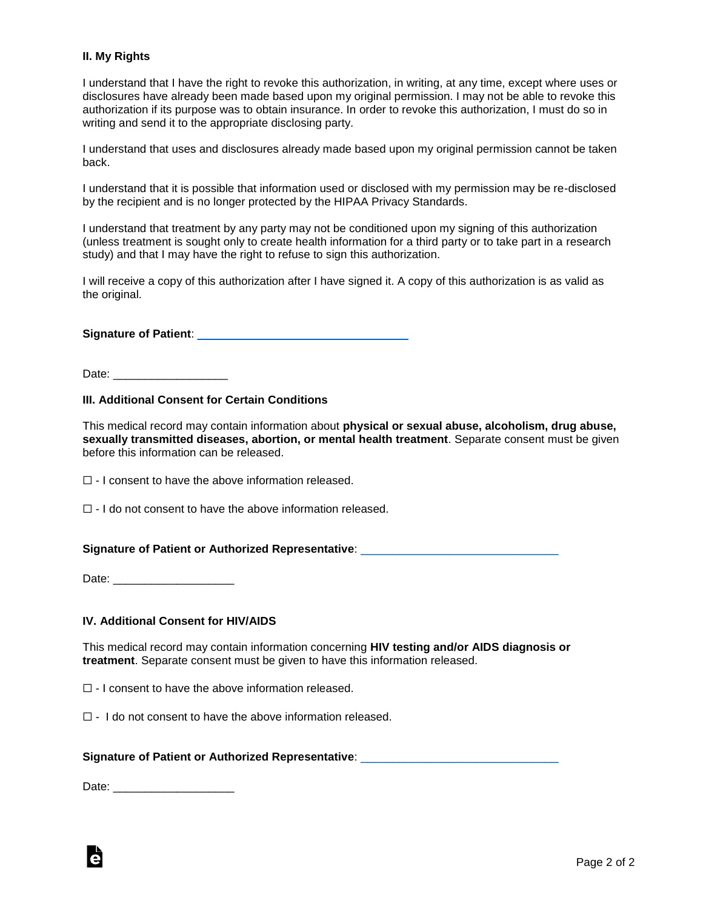### II. My Rights

I understand that I have the right to revoke this authorization, in writing, at any time, except where uses or disclosures have already been made based upon my original permission. I may not be able to revoke this authorization if its purpose was to obtain insurance. In order to revoke this authorization, I must do so in writing and send it to the appropriate disclosing party.

I understand that uses and disclosures already made based upon my original permission cannot be taken back.

I understand that it is possible that information used or disclosed with my permission may be re-disclosed by the recipient and is no longer protected by the HIPAA Privacy Standards.

I understand that treatment by any party may not be conditioned upon my signing of this authorization (unless treatment is sought only to create health information for a third party or to take part in a research study) and that I may have the right to refuse to sign this authorization.

I will receive a copy of this authorization after I have signed it. A copy of this authorization is as valid as the original.

**Signature of Patient**: ________________________________

Date: __________________

### III. Additional Consent for Certain Conditions

This medical record may contain information about **physical or sexual abuse, alcoholism, drug abuse, sexually transmitted diseases, abortion, or mental health treatment**. Separate consent must be given before this information can be released.

☐ - I consent to have the above information released.

☐ - I do not consent to have the above information released.

**Signature of Patient or Authorized Representative**: ______________________________

Date: ___________________

### IV. Additional Consent for HIV/AIDS

This medical record may contain information concerning **HIV testing and/or AIDS diagnosis or treatment**. Separate consent must be given to have this information released.

☐ - I consent to have the above information released.

☐ - I do not consent to have the above information released.

**Signature of Patient or Authorized Representative**: ______________________________

Date: ___________________